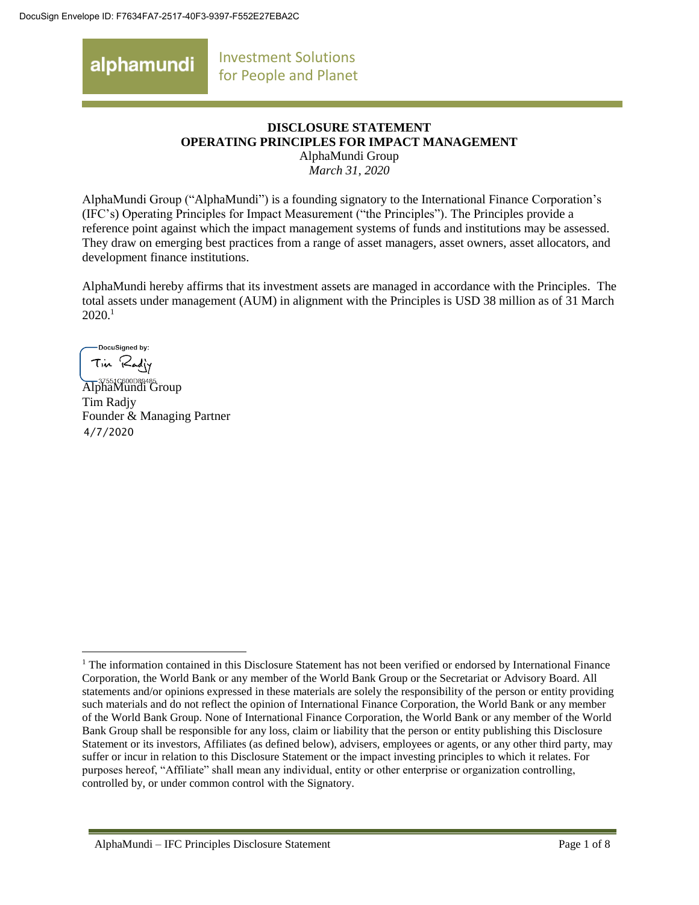DocuSign Envelope ID: F7634FA7-2517-40F3-9397-F552E27EBA2C

alphamundi Investment Solutions for People and Planet

**DISCLOSURE STATEMENT**
**OPERATING PRINCIPLES FOR IMPACT MANAGEMENT**
AlphaMundi Group
*March 31, 2020*

AlphaMundi Group ("AlphaMundi") is a founding signatory to the International Finance Corporation's (IFC's) Operating Principles for Impact Measurement ("the Principles"). The Principles provide a reference point against which the impact management systems of funds and institutions may be assessed. They draw on emerging best practices from a range of asset managers, asset owners, asset allocators, and development finance institutions.

AlphaMundi hereby affirms that its investment assets are managed in accordance with the Principles. The total assets under management (AUM) in alignment with the Principles is USD 38 million as of 31 March 2020.[1]

DocuSigned by:
Tim Radjy
37551C600D89485

AlphaMundi Group
Tim Radjy
Founder & Managing Partner
4/7/2020

---

[1] The information contained in this Disclosure Statement has not been verified or endorsed by International Finance Corporation, the World Bank or any member of the World Bank Group or the Secretariat or Advisory Board. All statements and/or opinions expressed in these materials are solely the responsibility of the person or entity providing such materials and do not reflect the opinion of International Finance Corporation, the World Bank or any member of the World Bank Group. None of International Finance Corporation, the World Bank or any member of the World Bank Group shall be responsible for any loss, claim or liability that the person or entity publishing this Disclosure Statement or its investors, Affiliates (as defined below), advisers, employees or agents, or any other third party, may suffer or incur in relation to this Disclosure Statement or the impact investing principles to which it relates. For purposes hereof, "Affiliate" shall mean any individual, entity or other enterprise or organization controlling, controlled by, or under common control with the Signatory.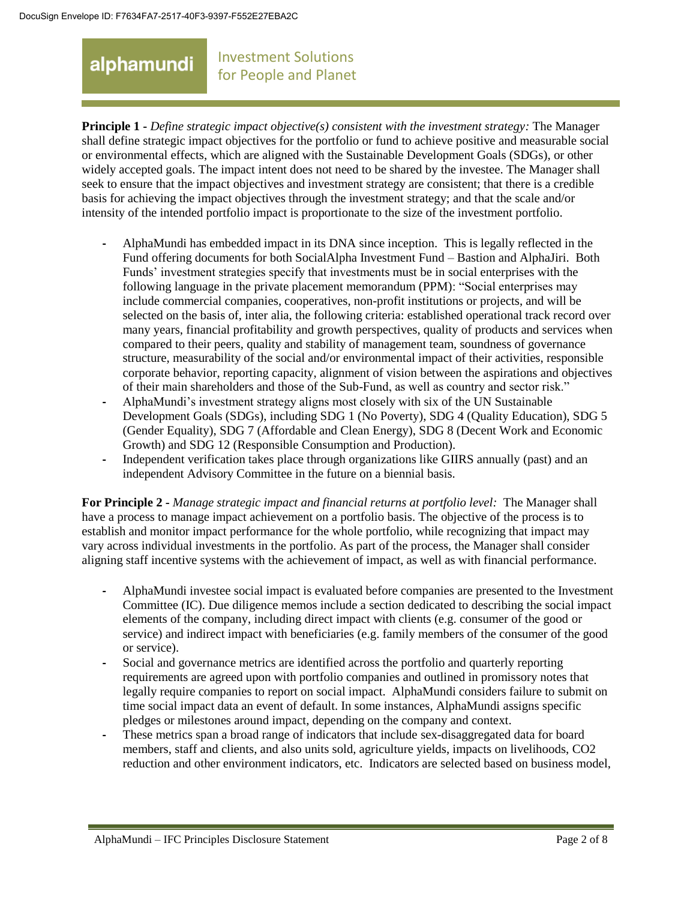**Principle 1** - *Define strategic impact objective(s) consistent with the investment strategy:* The Manager shall define strategic impact objectives for the portfolio or fund to achieve positive and measurable social or environmental effects, which are aligned with the Sustainable Development Goals (SDGs), or other widely accepted goals. The impact intent does not need to be shared by the investee. The Manager shall seek to ensure that the impact objectives and investment strategy are consistent; that there is a credible basis for achieving the impact objectives through the investment strategy; and that the scale and/or intensity of the intended portfolio impact is proportionate to the size of the investment portfolio.

- AlphaMundi has embedded impact in its DNA since inception. This is legally reflected in the Fund offering documents for both SocialAlpha Investment Fund – Bastion and AlphaJiri. Both Funds' investment strategies specify that investments must be in social enterprises with the following language in the private placement memorandum (PPM): "Social enterprises may include commercial companies, cooperatives, non-profit institutions or projects, and will be selected on the basis of, inter alia, the following criteria: established operational track record over many years, financial profitability and growth perspectives, quality of products and services when compared to their peers, quality and stability of management team, soundness of governance structure, measurability of the social and/or environmental impact of their activities, responsible corporate behavior, reporting capacity, alignment of vision between the aspirations and objectives of their main shareholders and those of the Sub-Fund, as well as country and sector risk."
- AlphaMundi's investment strategy aligns most closely with six of the UN Sustainable Development Goals (SDGs), including SDG 1 (No Poverty), SDG 4 (Quality Education), SDG 5 (Gender Equality), SDG 7 (Affordable and Clean Energy), SDG 8 (Decent Work and Economic Growth) and SDG 12 (Responsible Consumption and Production).
- Independent verification takes place through organizations like GIIRS annually (past) and an independent Advisory Committee in the future on a biennial basis.

**For Principle 2** - *Manage strategic impact and financial returns at portfolio level:* The Manager shall have a process to manage impact achievement on a portfolio basis. The objective of the process is to establish and monitor impact performance for the whole portfolio, while recognizing that impact may vary across individual investments in the portfolio. As part of the process, the Manager shall consider aligning staff incentive systems with the achievement of impact, as well as with financial performance.

- AlphaMundi investee social impact is evaluated before companies are presented to the Investment Committee (IC). Due diligence memos include a section dedicated to describing the social impact elements of the company, including direct impact with clients (e.g. consumer of the good or service) and indirect impact with beneficiaries (e.g. family members of the consumer of the good or service).
- Social and governance metrics are identified across the portfolio and quarterly reporting requirements are agreed upon with portfolio companies and outlined in promissory notes that legally require companies to report on social impact. AlphaMundi considers failure to submit on time social impact data an event of default. In some instances, AlphaMundi assigns specific pledges or milestones around impact, depending on the company and context.
- These metrics span a broad range of indicators that include sex-disaggregated data for board members, staff and clients, and also units sold, agriculture yields, impacts on livelihoods, $CO_2$ reduction and other environment indicators, etc. Indicators are selected based on business model,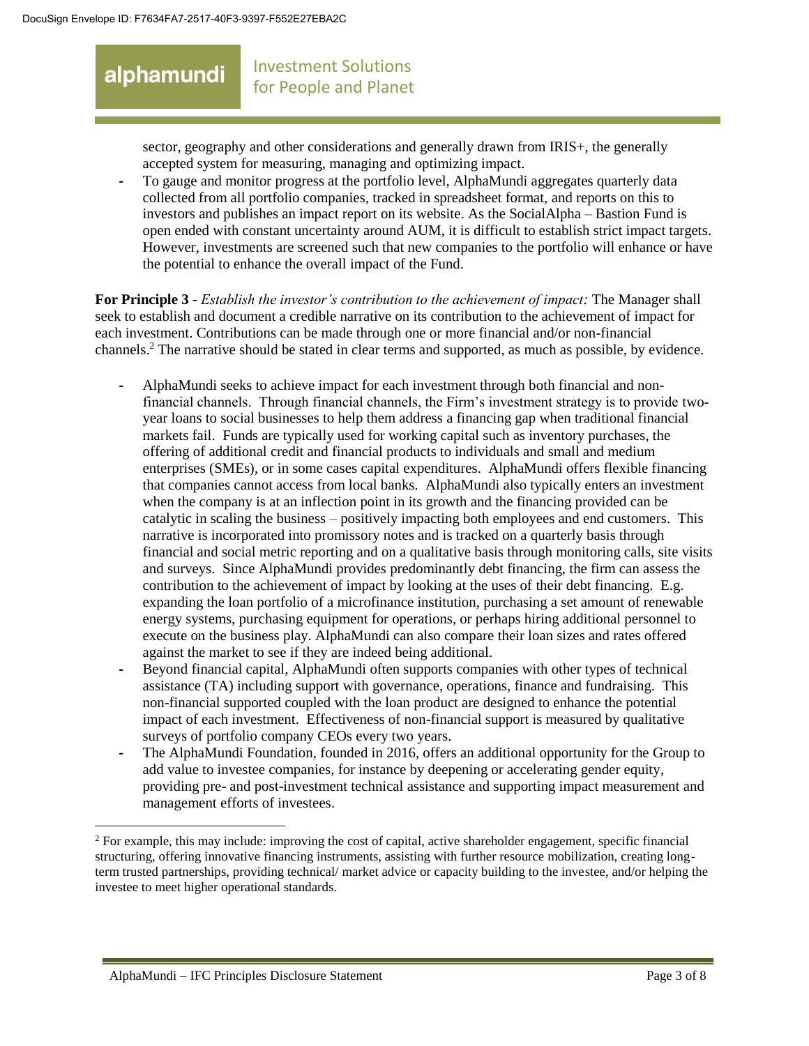sector, geography and other considerations and generally drawn from IRIS+, the generally accepted system for measuring, managing and optimizing impact.

- To gauge and monitor progress at the portfolio level, AlphaMundi aggregates quarterly data collected from all portfolio companies, tracked in spreadsheet format, and reports on this to investors and publishes an impact report on its website. As the SocialAlpha – Bastion Fund is open ended with constant uncertainty around AUM, it is difficult to establish strict impact targets. However, investments are screened such that new companies to the portfolio will enhance or have the potential to enhance the overall impact of the Fund.

**For Principle 3 -** *Establish the investor's contribution to the achievement of impact:* The Manager shall seek to establish and document a credible narrative on its contribution to the achievement of impact for each investment. Contributions can be made through one or more financial and/or non-financial channels.[2] The narrative should be stated in clear terms and supported, as much as possible, by evidence.

- AlphaMundi seeks to achieve impact for each investment through both financial and non-financial channels. Through financial channels, the Firm's investment strategy is to provide two-year loans to social businesses to help them address a financing gap when traditional financial markets fail. Funds are typically used for working capital such as inventory purchases, the offering of additional credit and financial products to individuals and small and medium enterprises (SMEs), or in some cases capital expenditures. AlphaMundi offers flexible financing that companies cannot access from local banks. AlphaMundi also typically enters an investment when the company is at an inflection point in its growth and the financing provided can be catalytic in scaling the business – positively impacting both employees and end customers. This narrative is incorporated into promissory notes and is tracked on a quarterly basis through financial and social metric reporting and on a qualitative basis through monitoring calls, site visits and surveys. Since AlphaMundi provides predominantly debt financing, the firm can assess the contribution to the achievement of impact by looking at the uses of their debt financing. E.g. expanding the loan portfolio of a microfinance institution, purchasing a set amount of renewable energy systems, purchasing equipment for operations, or perhaps hiring additional personnel to execute on the business play. AlphaMundi can also compare their loan sizes and rates offered against the market to see if they are indeed being additional.
- Beyond financial capital, AlphaMundi often supports companies with other types of technical assistance (TA) including support with governance, operations, finance and fundraising. This non-financial supported coupled with the loan product are designed to enhance the potential impact of each investment. Effectiveness of non-financial support is measured by qualitative surveys of portfolio company CEOs every two years.
- The AlphaMundi Foundation, founded in 2016, offers an additional opportunity for the Group to add value to investee companies, for instance by deepening or accelerating gender equity, providing pre- and post-investment technical assistance and supporting impact measurement and management efforts of investees.

---

[2] For example, this may include: improving the cost of capital, active shareholder engagement, specific financial structuring, offering innovative financing instruments, assisting with further resource mobilization, creating long-term trusted partnerships, providing technical/ market advice or capacity building to the investee, and/or helping the investee to meet higher operational standards.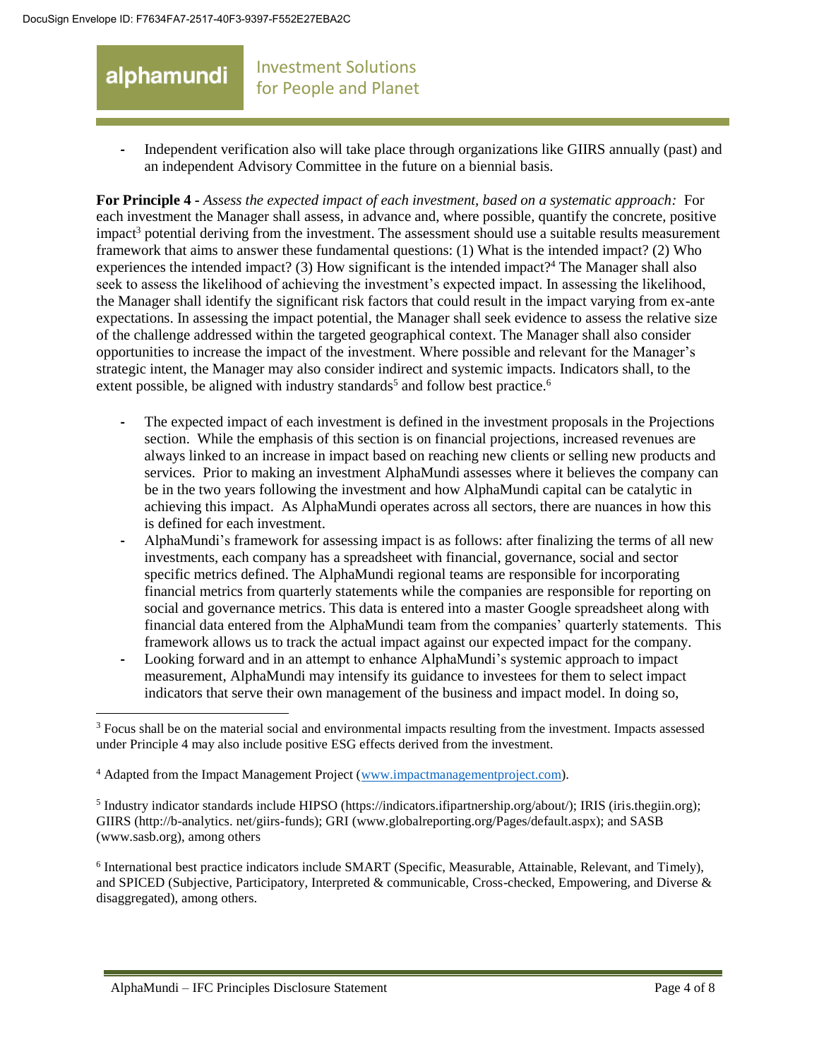- Independent verification also will take place through organizations like GIIRS annually (past) and an independent Advisory Committee in the future on a biennial basis.

**For Principle 4 -** *Assess the expected impact of each investment, based on a systematic approach:* For each investment the Manager shall assess, in advance and, where possible, quantify the concrete, positive impact[3] potential deriving from the investment. The assessment should use a suitable results measurement framework that aims to answer these fundamental questions: (1) What is the intended impact? (2) Who experiences the intended impact? (3) How significant is the intended impact?[4] The Manager shall also seek to assess the likelihood of achieving the investment's expected impact. In assessing the likelihood, the Manager shall identify the significant risk factors that could result in the impact varying from ex-ante expectations. In assessing the impact potential, the Manager shall seek evidence to assess the relative size of the challenge addressed within the targeted geographical context. The Manager shall also consider opportunities to increase the impact of the investment. Where possible and relevant for the Manager's strategic intent, the Manager may also consider indirect and systemic impacts. Indicators shall, to the extent possible, be aligned with industry standards[5] and follow best practice.[6]

- The expected impact of each investment is defined in the investment proposals in the Projections section. While the emphasis of this section is on financial projections, increased revenues are always linked to an increase in impact based on reaching new clients or selling new products and services. Prior to making an investment AlphaMundi assesses where it believes the company can be in the two years following the investment and how AlphaMundi capital can be catalytic in achieving this impact. As AlphaMundi operates across all sectors, there are nuances in how this is defined for each investment.
- AlphaMundi's framework for assessing impact is as follows: after finalizing the terms of all new investments, each company has a spreadsheet with financial, governance, social and sector specific metrics defined. The AlphaMundi regional teams are responsible for incorporating financial metrics from quarterly statements while the companies are responsible for reporting on social and governance metrics. This data is entered into a master Google spreadsheet along with financial data entered from the AlphaMundi team from the companies' quarterly statements. This framework allows us to track the actual impact against our expected impact for the company.
- Looking forward and in an attempt to enhance AlphaMundi's systemic approach to impact measurement, AlphaMundi may intensify its guidance to investees for them to select impact indicators that serve their own management of the business and impact model. In doing so,

---

[3] Focus shall be on the material social and environmental impacts resulting from the investment. Impacts assessed under Principle 4 may also include positive ESG effects derived from the investment.

[4] Adapted from the Impact Management Project (www.impactmanagementproject.com).

[5] Industry indicator standards include HIPSO (https://indicators.ifipartnership.org/about/); IRIS (iris.thegiin.org); GIIRS (http://b-analytics. net/giirs-funds); GRI (www.globalreporting.org/Pages/default.aspx); and SASB (www.sasb.org), among others

[6] International best practice indicators include SMART (Specific, Measurable, Attainable, Relevant, and Timely), and SPICED (Subjective, Participatory, Interpreted & communicable, Cross-checked, Empowering, and Diverse & disaggregated), among others.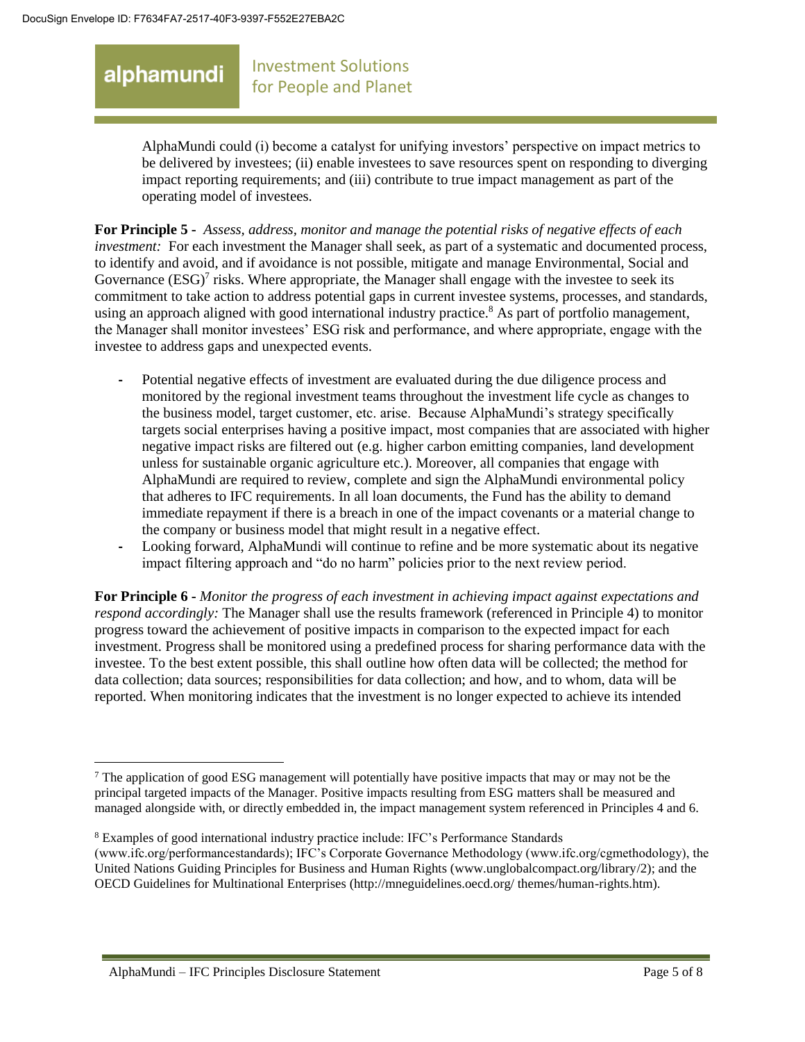AlphaMundi could (i) become a catalyst for unifying investors' perspective on impact metrics to be delivered by investees; (ii) enable investees to save resources spent on responding to diverging impact reporting requirements; and (iii) contribute to true impact management as part of the operating model of investees.

**For Principle 5 -** *Assess, address, monitor and manage the potential risks of negative effects of each investment:* For each investment the Manager shall seek, as part of a systematic and documented process, to identify and avoid, and if avoidance is not possible, mitigate and manage Environmental, Social and Governance (ESG)[7] risks. Where appropriate, the Manager shall engage with the investee to seek its commitment to take action to address potential gaps in current investee systems, processes, and standards, using an approach aligned with good international industry practice.[8] As part of portfolio management, the Manager shall monitor investees' ESG risk and performance, and where appropriate, engage with the investee to address gaps and unexpected events.

- Potential negative effects of investment are evaluated during the due diligence process and monitored by the regional investment teams throughout the investment life cycle as changes to the business model, target customer, etc. arise. Because AlphaMundi's strategy specifically targets social enterprises having a positive impact, most companies that are associated with higher negative impact risks are filtered out (e.g. higher carbon emitting companies, land development unless for sustainable organic agriculture etc.). Moreover, all companies that engage with AlphaMundi are required to review, complete and sign the AlphaMundi environmental policy that adheres to IFC requirements. In all loan documents, the Fund has the ability to demand immediate repayment if there is a breach in one of the impact covenants or a material change to the company or business model that might result in a negative effect.
- Looking forward, AlphaMundi will continue to refine and be more systematic about its negative impact filtering approach and "do no harm" policies prior to the next review period.

**For Principle 6 -** *Monitor the progress of each investment in achieving impact against expectations and respond accordingly:* The Manager shall use the results framework (referenced in Principle 4) to monitor progress toward the achievement of positive impacts in comparison to the expected impact for each investment. Progress shall be monitored using a predefined process for sharing performance data with the investee. To the best extent possible, this shall outline how often data will be collected; the method for data collection; data sources; responsibilities for data collection; and how, and to whom, data will be reported. When monitoring indicates that the investment is no longer expected to achieve its intended

---

[7] The application of good ESG management will potentially have positive impacts that may or may not be the principal targeted impacts of the Manager. Positive impacts resulting from ESG matters shall be measured and managed alongside with, or directly embedded in, the impact management system referenced in Principles 4 and 6.

[8] Examples of good international industry practice include: IFC's Performance Standards (www.ifc.org/performancestandards); IFC's Corporate Governance Methodology (www.ifc.org/cgmethodology), the United Nations Guiding Principles for Business and Human Rights (www.unglobalcompact.org/library/2); and the OECD Guidelines for Multinational Enterprises (http://mneguidelines.oecd.org/ themes/human-rights.htm).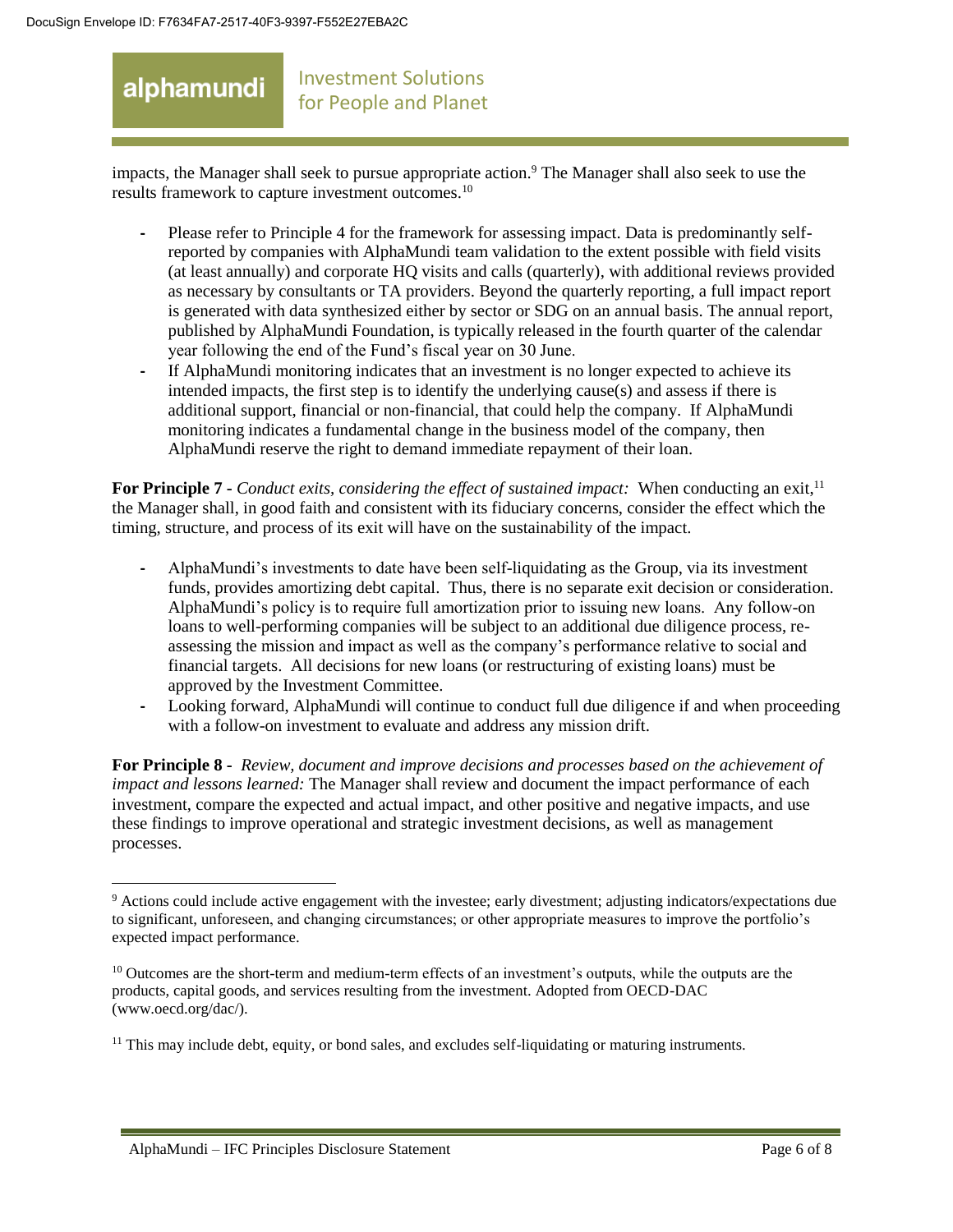impacts, the Manager shall seek to pursue appropriate action.[9] The Manager shall also seek to use the results framework to capture investment outcomes.[10]

- Please refer to Principle 4 for the framework for assessing impact. Data is predominantly self-reported by companies with AlphaMundi team validation to the extent possible with field visits (at least annually) and corporate HQ visits and calls (quarterly), with additional reviews provided as necessary by consultants or TA providers. Beyond the quarterly reporting, a full impact report is generated with data synthesized either by sector or SDG on an annual basis. The annual report, published by AlphaMundi Foundation, is typically released in the fourth quarter of the calendar year following the end of the Fund's fiscal year on 30 June.
- If AlphaMundi monitoring indicates that an investment is no longer expected to achieve its intended impacts, the first step is to identify the underlying cause(s) and assess if there is additional support, financial or non-financial, that could help the company. If AlphaMundi monitoring indicates a fundamental change in the business model of the company, then AlphaMundi reserve the right to demand immediate repayment of their loan.

**For Principle 7 -** *Conduct exits, considering the effect of sustained impact:* When conducting an exit,[11] the Manager shall, in good faith and consistent with its fiduciary concerns, consider the effect which the timing, structure, and process of its exit will have on the sustainability of the impact.

- AlphaMundi's investments to date have been self-liquidating as the Group, via its investment funds, provides amortizing debt capital. Thus, there is no separate exit decision or consideration. AlphaMundi's policy is to require full amortization prior to issuing new loans. Any follow-on loans to well-performing companies will be subject to an additional due diligence process, re-assessing the mission and impact as well as the company's performance relative to social and financial targets. All decisions for new loans (or restructuring of existing loans) must be approved by the Investment Committee.
- Looking forward, AlphaMundi will continue to conduct full due diligence if and when proceeding with a follow-on investment to evaluate and address any mission drift.

**For Principle 8 -** *Review, document and improve decisions and processes based on the achievement of impact and lessons learned:* The Manager shall review and document the impact performance of each investment, compare the expected and actual impact, and other positive and negative impacts, and use these findings to improve operational and strategic investment decisions, as well as management processes.

---

[9] Actions could include active engagement with the investee; early divestment; adjusting indicators/expectations due to significant, unforeseen, and changing circumstances; or other appropriate measures to improve the portfolio's expected impact performance.

[10] Outcomes are the short-term and medium-term effects of an investment's outputs, while the outputs are the products, capital goods, and services resulting from the investment. Adopted from OECD-DAC (www.oecd.org/dac/).

[11] This may include debt, equity, or bond sales, and excludes self-liquidating or maturing instruments.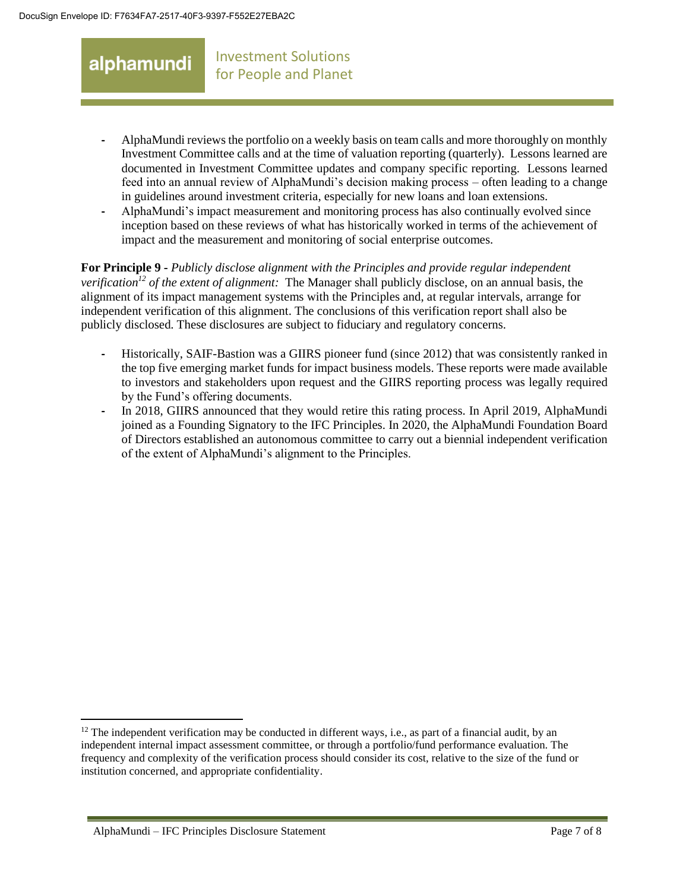- AlphaMundi reviews the portfolio on a weekly basis on team calls and more thoroughly on monthly Investment Committee calls and at the time of valuation reporting (quarterly). Lessons learned are documented in Investment Committee updates and company specific reporting. Lessons learned feed into an annual review of AlphaMundi's decision making process – often leading to a change in guidelines around investment criteria, especially for new loans and loan extensions.
- AlphaMundi's impact measurement and monitoring process has also continually evolved since inception based on these reviews of what has historically worked in terms of the achievement of impact and the measurement and monitoring of social enterprise outcomes.

**For Principle 9 -** *Publicly disclose alignment with the Principles and provide regular independent verification*[12] *of the extent of alignment:* The Manager shall publicly disclose, on an annual basis, the alignment of its impact management systems with the Principles and, at regular intervals, arrange for independent verification of this alignment. The conclusions of this verification report shall also be publicly disclosed. These disclosures are subject to fiduciary and regulatory concerns.

- Historically, SAIF-Bastion was a GIIRS pioneer fund (since 2012) that was consistently ranked in the top five emerging market funds for impact business models. These reports were made available to investors and stakeholders upon request and the GIIRS reporting process was legally required by the Fund's offering documents.
- In 2018, GIIRS announced that they would retire this rating process. In April 2019, AlphaMundi joined as a Founding Signatory to the IFC Principles. In 2020, the AlphaMundi Foundation Board of Directors established an autonomous committee to carry out a biennial independent verification of the extent of AlphaMundi's alignment to the Principles.

[12] The independent verification may be conducted in different ways, i.e., as part of a financial audit, by an independent internal impact assessment committee, or through a portfolio/fund performance evaluation. The frequency and complexity of the verification process should consider its cost, relative to the size of the fund or institution concerned, and appropriate confidentiality.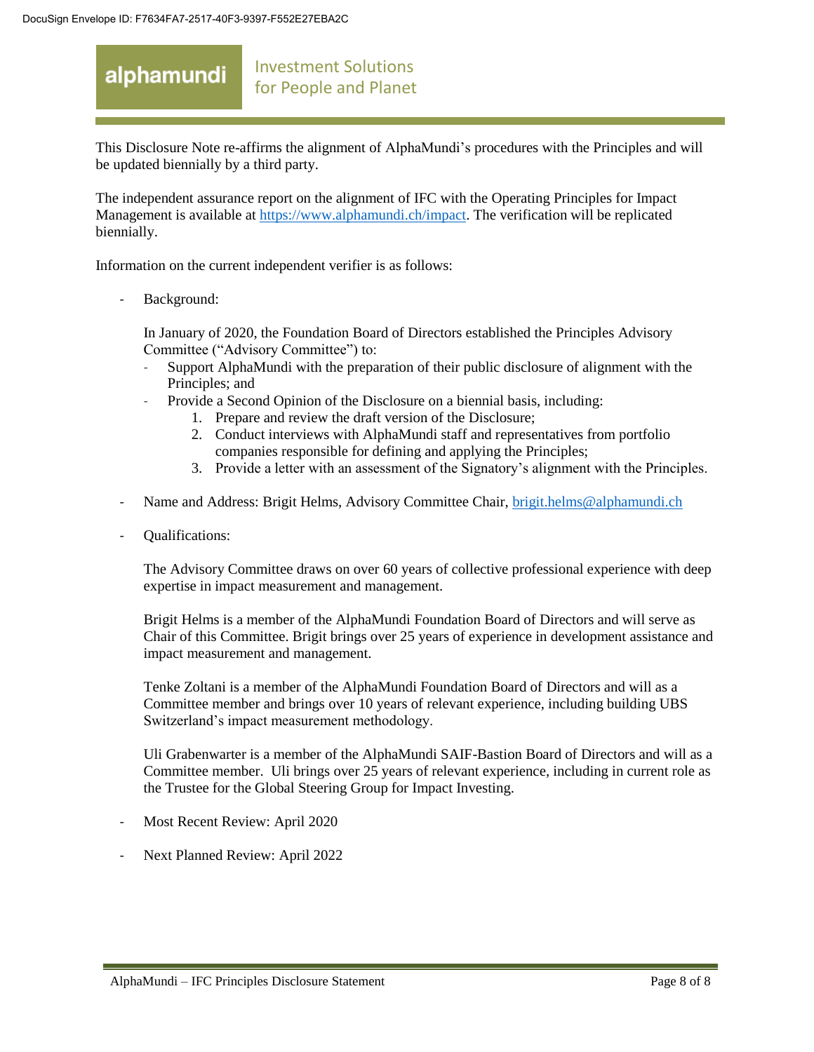This Disclosure Note re-affirms the alignment of AlphaMundi's procedures with the Principles and will be updated biennially by a third party.

The independent assurance report on the alignment of IFC with the Operating Principles for Impact Management is available at https://www.alphamundi.ch/impact. The verification will be replicated biennially.

Information on the current independent verifier is as follows:

- Background:

  In January of 2020, the Foundation Board of Directors established the Principles Advisory Committee ("Advisory Committee") to:
  - Support AlphaMundi with the preparation of their public disclosure of alignment with the Principles; and
  - Provide a Second Opinion of the Disclosure on a biennial basis, including:
    1. Prepare and review the draft version of the Disclosure;
    2. Conduct interviews with AlphaMundi staff and representatives from portfolio companies responsible for defining and applying the Principles;
    3. Provide a letter with an assessment of the Signatory's alignment with the Principles.

- Name and Address: Brigit Helms, Advisory Committee Chair, brigit.helms@alphamundi.ch

- Qualifications:

  The Advisory Committee draws on over 60 years of collective professional experience with deep expertise in impact measurement and management.

  Brigit Helms is a member of the AlphaMundi Foundation Board of Directors and will serve as Chair of this Committee. Brigit brings over 25 years of experience in development assistance and impact measurement and management.

  Tenke Zoltani is a member of the AlphaMundi Foundation Board of Directors and will as a Committee member and brings over 10 years of relevant experience, including building UBS Switzerland's impact measurement methodology.

  Uli Grabenwarter is a member of the AlphaMundi SAIF-Bastion Board of Directors and will as a Committee member. Uli brings over 25 years of relevant experience, including in current role as the Trustee for the Global Steering Group for Impact Investing.

- Most Recent Review: April 2020

- Next Planned Review: April 2022